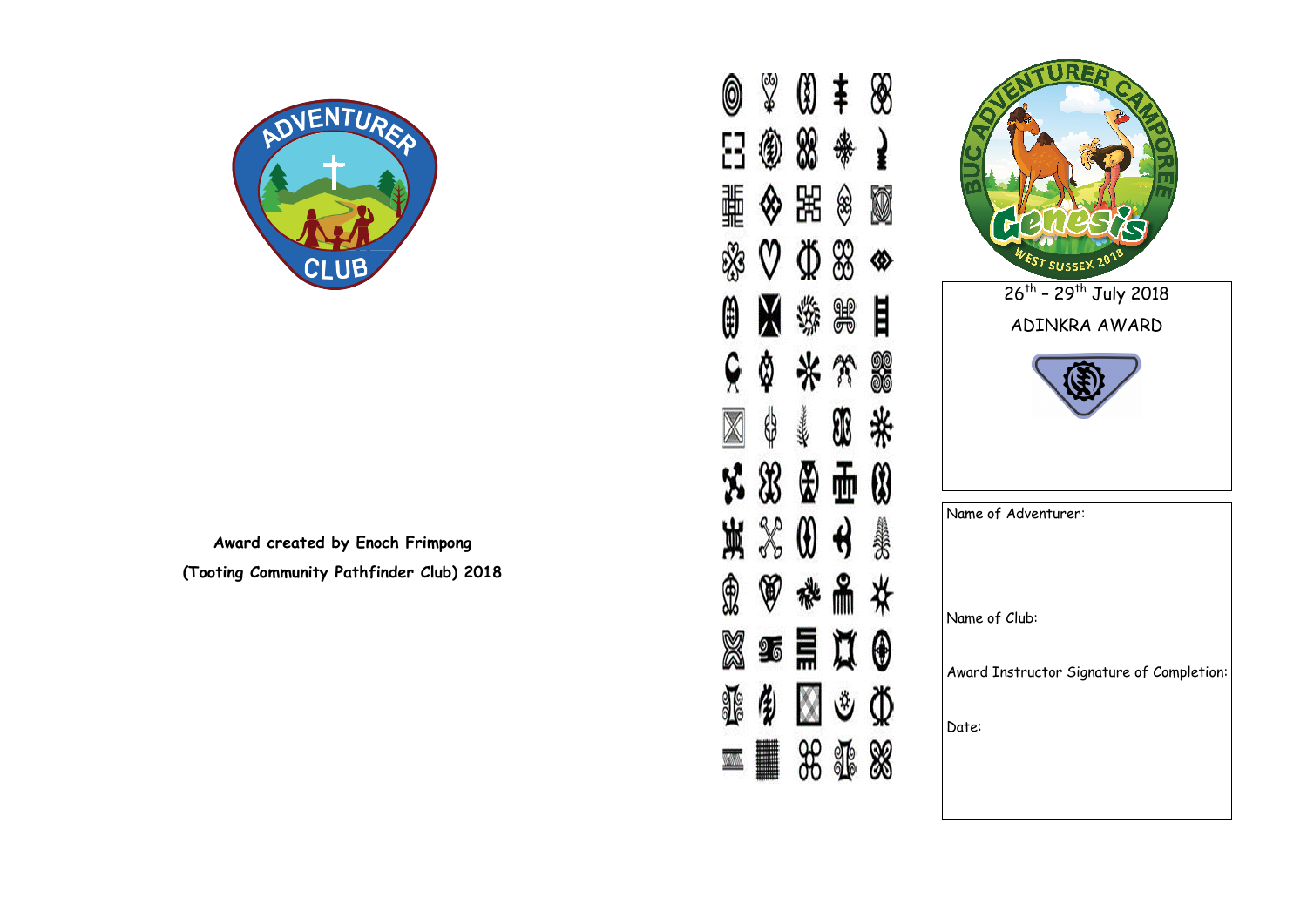**Award created by Enoch Frimpong**

**(Tooting Community Pathfinder Club) 2018**

26th – 29th July 2018

ADINKRA AWARD

Name of Adventurer:

Name of Club:

Award Instructor Signature of Completion:

Date: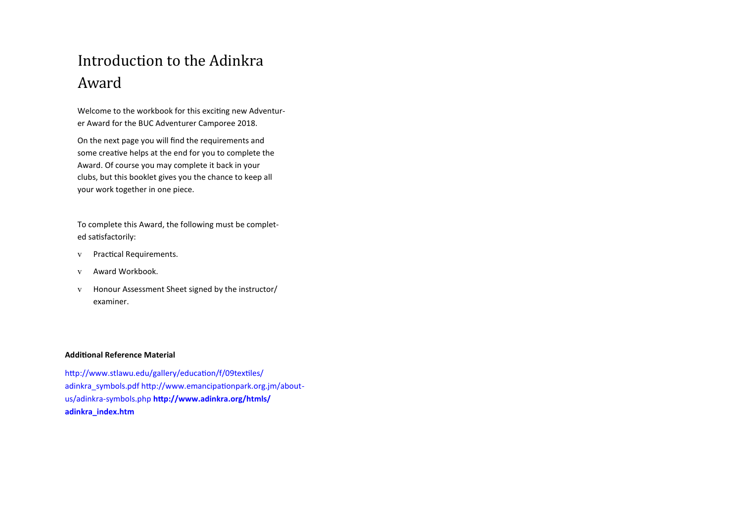# Introduction to the Adinkra Award

Welcome to the workbook for this exciting new Adventurer Award for the BUC Adventurer Camporee 2018.

On the next page you will find the requirements and some creative helps at the end for you to complete the Award. Of course you may complete it back in your clubs, but this booklet gives you the chance to keep all your work together in one piece.

To complete this Award, the following must be completed satisfactorily:

- Practical Requirements.
- Award Workbook.
- Honour Assessment Sheet signed by the instructor/examiner.

**Additional Reference Material**

http://www.stlawu.edu/gallery/education/f/09textiles/adinkra_symbols.pdf http://www.emancipationpark.org.jm/about-us/adinkra-symbols.php **http://www.adinkra.org/htmls/adinkra_index.htm**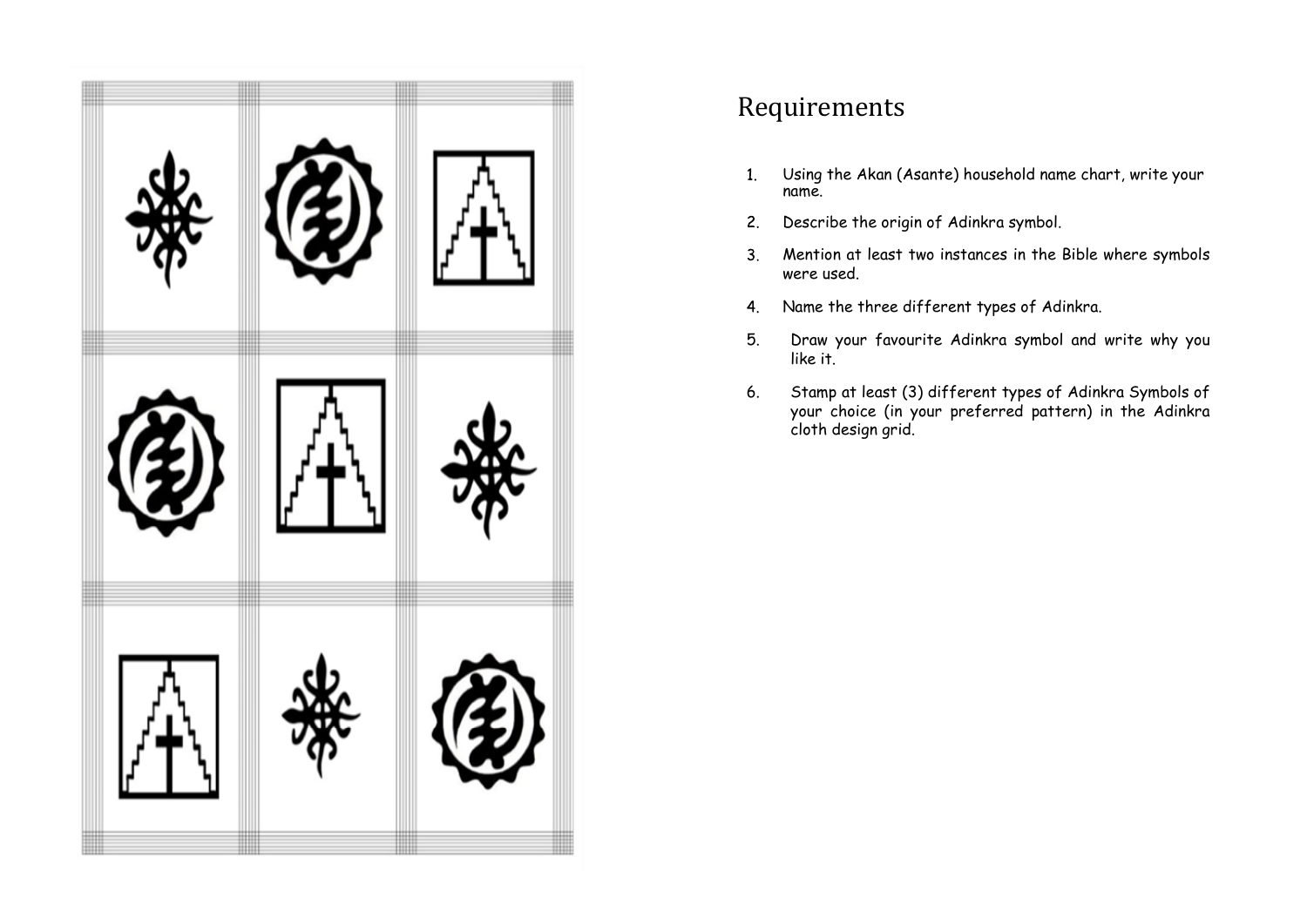# Requirements

1. Using the Akan (Asante) household name chart, write your name.
2. Describe the origin of Adinkra symbol.
3. Mention at least two instances in the Bible where symbols were used.
4. Name the three different types of Adinkra.
5. Draw your favourite Adinkra symbol and write why you like it.
6. Stamp at least (3) different types of Adinkra Symbols of your choice (in your preferred pattern) in the Adinkra cloth design grid.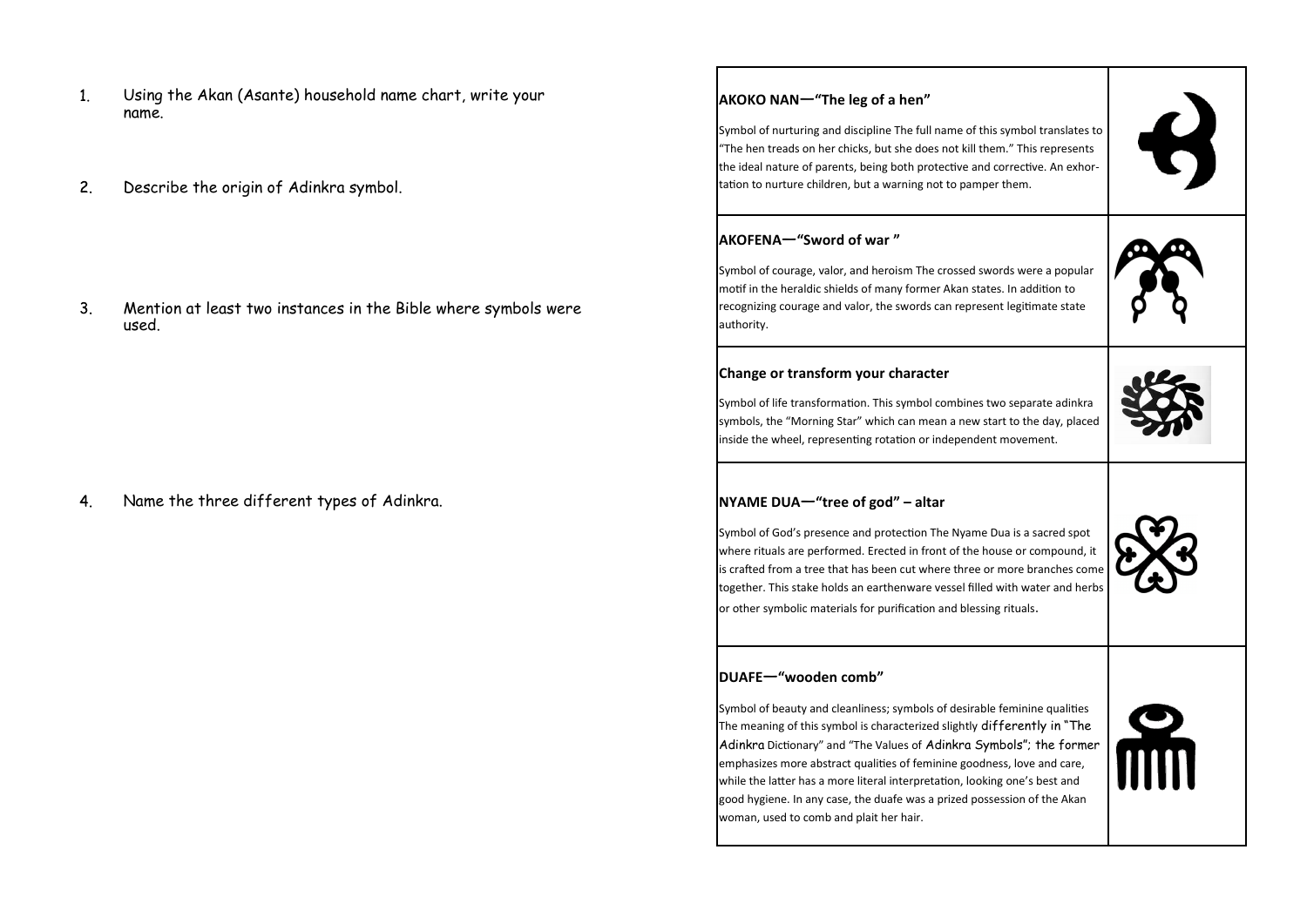1. Using the Akan (Asante) household name chart, write your name.

2. Describe the origin of Adinkra symbol.

3. Mention at least two instances in the Bible where symbols were used.

4. Name the three different types of Adinkra.

| | |
|---|---|
| **AKOKO NAN—"The leg of a hen"**<br><br>Symbol of nurturing and discipline The full name of this symbol translates to "The hen treads on her chicks, but she does not kill them." This represents the ideal nature of parents, being both protective and corrective. An exhortation to nurture children, but a warning not to pamper them. | |
| **AKOFENA—"Sword of war "**<br><br>Symbol of courage, valor, and heroism The crossed swords were a popular motif in the heraldic shields of many former Akan states. In addition to recognizing courage and valor, the swords can represent legitimate state authority. | |
| **Change or transform your character**<br><br>Symbol of life transformation. This symbol combines two separate adinkra symbols, the "Morning Star" which can mean a new start to the day, placed inside the wheel, representing rotation or independent movement. | |
| **NYAME DUA—"tree of god" – altar**<br><br>Symbol of God's presence and protection The Nyame Dua is a sacred spot where rituals are performed. Erected in front of the house or compound, it is crafted from a tree that has been cut where three or more branches come together. This stake holds an earthenware vessel filled with water and herbs or other symbolic materials for purification and blessing rituals. | |
| **DUAFE—"wooden comb"**<br><br>Symbol of beauty and cleanliness; symbols of desirable feminine qualities The meaning of this symbol is characterized slightly differently in "The Adinkra Dictionary" and "The Values of Adinkra Symbols"; the former emphasizes more abstract qualities of feminine goodness, love and care, while the latter has a more literal interpretation, looking one's best and good hygiene. In any case, the duafe was a prized possession of the Akan woman, used to comb and plait her hair. | |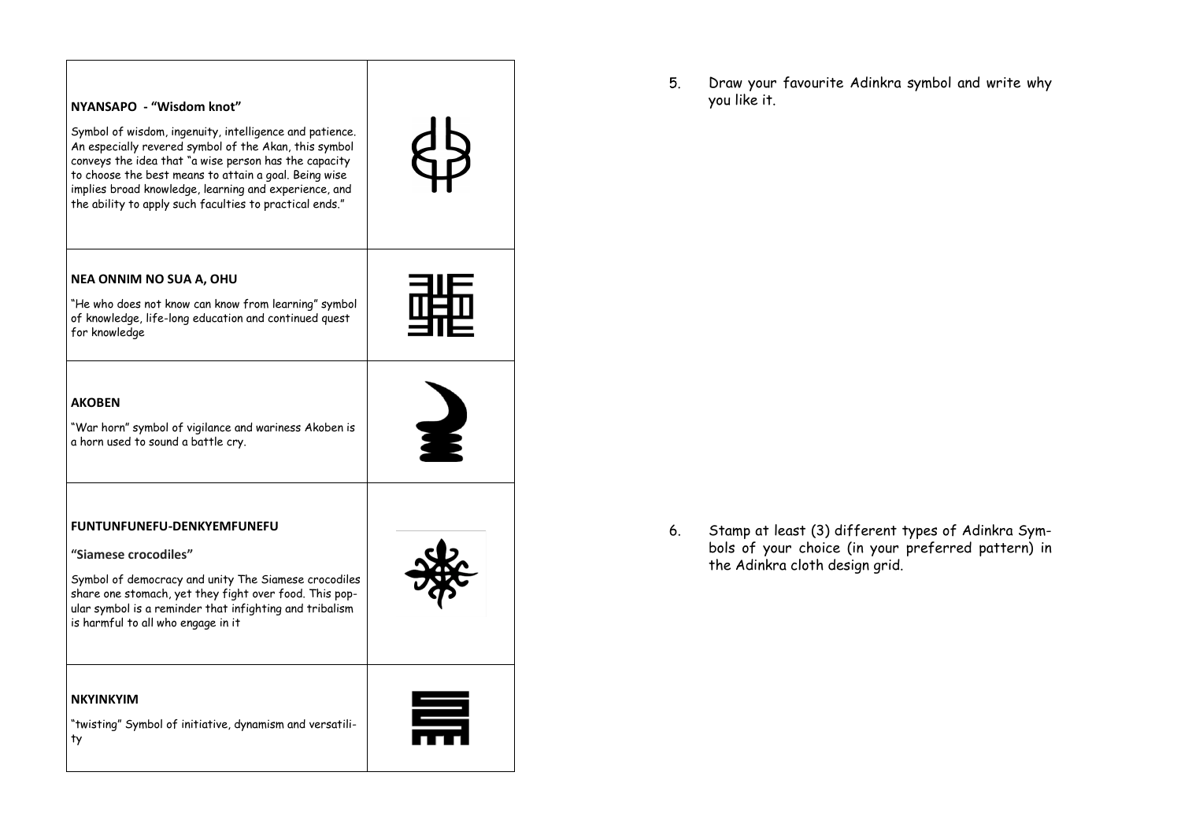| | |
|---|---|
| **NYANSAPO - "Wisdom knot"**<br><br>Symbol of wisdom, ingenuity, intelligence and patience. An especially revered symbol of the Akan, this symbol conveys the idea that "a wise person has the capacity to choose the best means to attain a goal. Being wise implies broad knowledge, learning and experience, and the ability to apply such faculties to practical ends." | |
| **NEA ONNIM NO SUA A, OHU**<br><br>"He who does not know can know from learning" symbol of knowledge, life-long education and continued quest for knowledge | |
| **AKOBEN**<br><br>"War horn" symbol of vigilance and wariness Akoben is a horn used to sound a battle cry. | |
| **FUNTUNFUNEFU-DENKYEMFUNEFU**<br><br>**"Siamese crocodiles"**<br><br>Symbol of democracy and unity The Siamese crocodiles share one stomach, yet they fight over food. This popular symbol is a reminder that infighting and tribalism is harmful to all who engage in it | |
| **NKYINKYIM**<br><br>"twisting" Symbol of initiative, dynamism and versatility | |

5. Draw your favourite Adinkra symbol and write why you like it.

6. Stamp at least (3) different types of Adinkra Symbols of your choice (in your preferred pattern) in the Adinkra cloth design grid.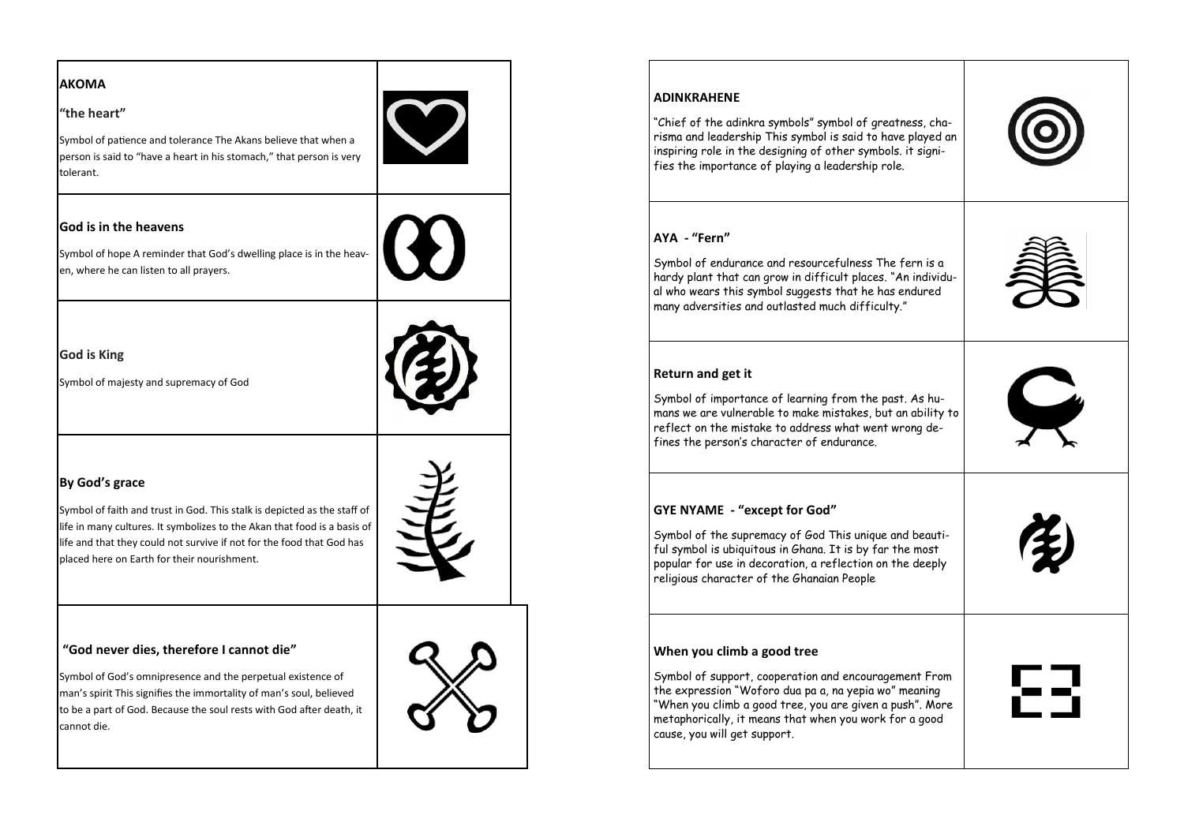**AKOMA**

**"the heart"**

Symbol of patience and tolerance The Akans believe that when a person is said to "have a heart in his stomach," that person is very tolerant.

**God is in the heavens**

Symbol of hope A reminder that God's dwelling place is in the heaven, where he can listen to all prayers.

**God is King**

Symbol of majesty and supremacy of God

**By God's grace**

Symbol of faith and trust in God. This stalk is depicted as the staff of life in many cultures. It symbolizes to the Akan that food is a basis of life and that they could not survive if not for the food that God has placed here on Earth for their nourishment.

**"God never dies, therefore I cannot die"**

Symbol of God's omnipresence and the perpetual existence of man's spirit This signifies the immortality of man's soul, believed to be a part of God. Because the soul rests with God after death, it cannot die.

**ADINKRAHENE**

"Chief of the adinkra symbols" symbol of greatness, charisma and leadership This symbol is said to have played an inspiring role in the designing of other symbols. it signifies the importance of playing a leadership role.

**AYA - "Fern"**

Symbol of endurance and resourcefulness The fern is a hardy plant that can grow in difficult places. "An individual who wears this symbol suggests that he has endured many adversities and outlasted much difficulty."

**Return and get it**

Symbol of importance of learning from the past. As humans we are vulnerable to make mistakes, but an ability to reflect on the mistake to address what went wrong defines the person's character of endurance.

**GYE NYAME - "except for God"**

Symbol of the supremacy of God This unique and beautiful symbol is ubiquitous in Ghana. It is by far the most popular for use in decoration, a reflection on the deeply religious character of the Ghanaian People

**When you climb a good tree**

Symbol of support, cooperation and encouragement From the expression "Woforo dua pa a, na yepia wo" meaning "When you climb a good tree, you are given a push". More metaphorically, it means that when you work for a good cause, you will get support.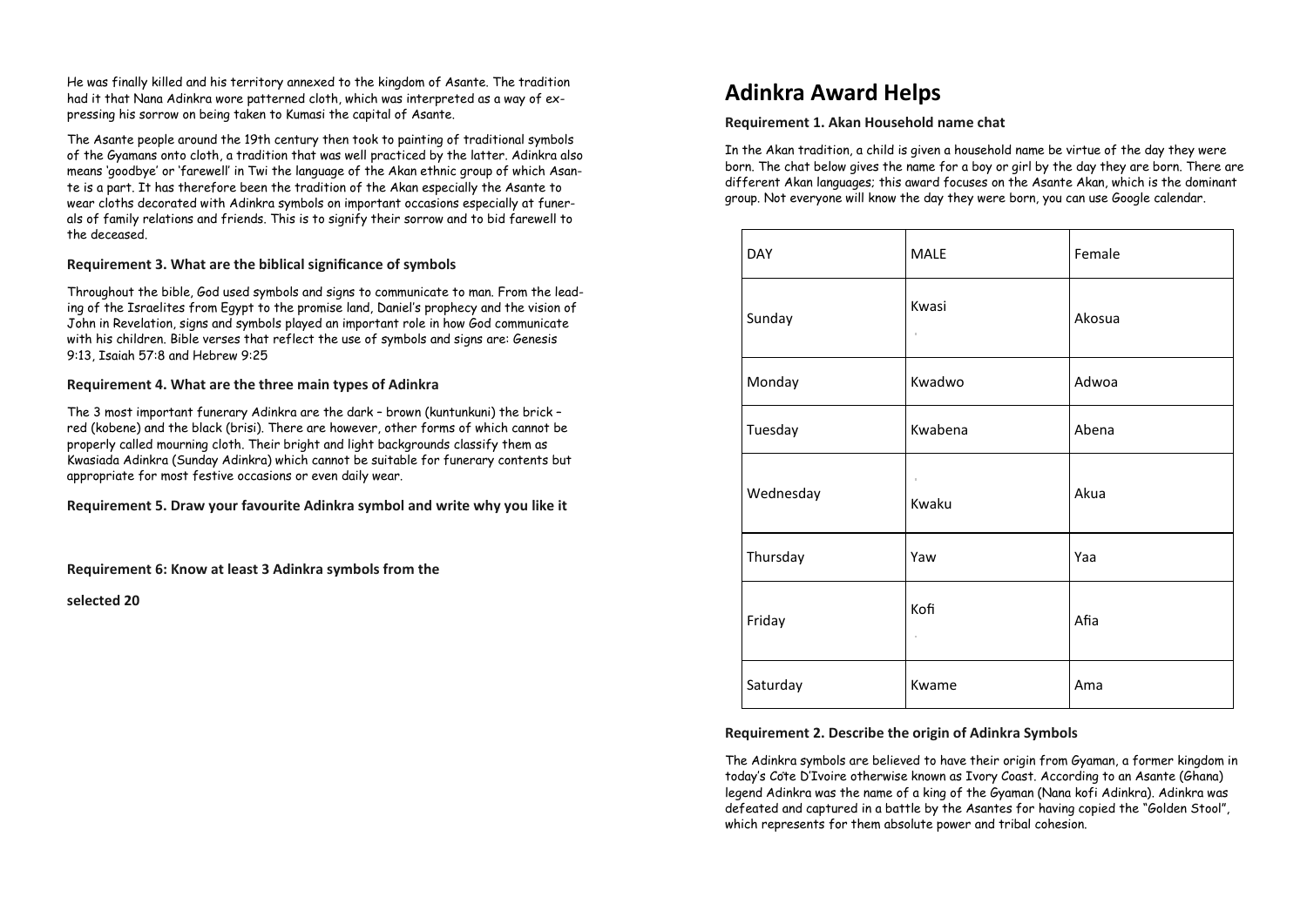He was finally killed and his territory annexed to the kingdom of Asante. The tradition had it that Nana Adinkra wore patterned cloth, which was interpreted as a way of expressing his sorrow on being taken to Kumasi the capital of Asante.

The Asante people around the 19th century then took to painting of traditional symbols of the Gyamans onto cloth, a tradition that was well practiced by the latter. Adinkra also means 'goodbye' or 'farewell' in Twi the language of the Akan ethnic group of which Asante is a part. It has therefore been the tradition of the Akan especially the Asante to wear cloths decorated with Adinkra symbols on important occasions especially at funerals of family relations and friends. This is to signify their sorrow and to bid farewell to the deceased.

### Requirement 3. What are the biblical significance of symbols

Throughout the bible, God used symbols and signs to communicate to man. From the leading of the Israelites from Egypt to the promise land, Daniel's prophecy and the vision of John in Revelation, signs and symbols played an important role in how God communicate with his children. Bible verses that reflect the use of symbols and signs are: Genesis 9:13, Isaiah 57:8 and Hebrew 9:25

### Requirement 4. What are the three main types of Adinkra

The 3 most important funerary Adinkra are the dark – brown (kuntunkuni) the brick – red (kobene) and the black (brisi). There are however, other forms of which cannot be properly called mourning cloth. Their bright and light backgrounds classify them as Kwasiada Adinkra (Sunday Adinkra) which cannot be suitable for funerary contents but appropriate for most festive occasions or even daily wear.

### Requirement 5. Draw your favourite Adinkra symbol and write why you like it

### Requirement 6: Know at least 3 Adinkra symbols from the selected 20

# Adinkra Award Helps

### Requirement 1. Akan Household name chat

In the Akan tradition, a child is given a household name be virtue of the day they were born. The chat below gives the name for a boy or girl by the day they are born. There are different Akan languages; this award focuses on the Asante Akan, which is the dominant group. Not everyone will know the day they were born, you can use Google calendar.

| DAY | MALE | Female |
| --- | --- | --- |
| Sunday | Kwasi | Akosua |
| Monday | Kwadwo | Adwoa |
| Tuesday | Kwabena | Abena |
| Wednesday | Kwaku | Akua |
| Thursday | Yaw | Yaa |
| Friday | Kofi | Afia |
| Saturday | Kwame | Ama |

### Requirement 2. Describe the origin of Adinkra Symbols

The Adinkra symbols are believed to have their origin from Gyaman, a former kingdom in today's Cote D'Ivoire otherwise known as Ivory Coast. According to an Asante (Ghana) legend Adinkra was the name of a king of the Gyaman (Nana kofi Adinkra). Adinkra was defeated and captured in a battle by the Asantes for having copied the "Golden Stool", which represents for them absolute power and tribal cohesion.